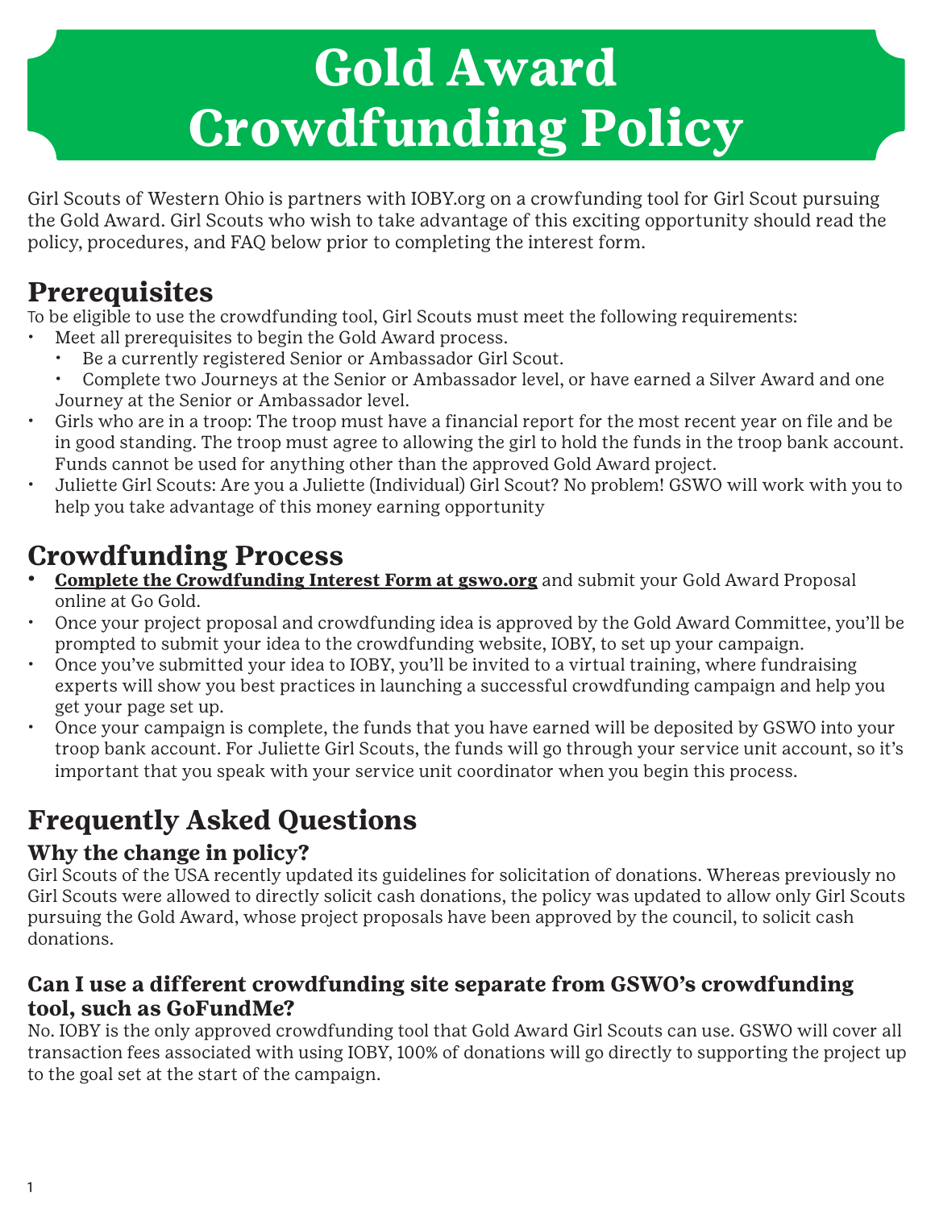# Gold Award Crowdfunding Policy

Girl Scouts of Western Ohio is partners with IOBY.org on a crowfunding tool for Girl Scout pursuing the Gold Award. Girl Scouts who wish to take advantage of this exciting opportunity should read the policy, procedures, and FAQ below prior to completing the interest form.

## Prerequisites

To be eligible to use the crowdfunding tool, Girl Scouts must meet the following requirements:

- Meet all prerequisites to begin the Gold Award process.
  - Be a currently registered Senior or Ambassador Girl Scout.
  - Complete two Journeys at the Senior or Ambassador level, or have earned a Silver Award and one Journey at the Senior or Ambassador level.
- Girls who are in a troop: The troop must have a financial report for the most recent year on file and be in good standing. The troop must agree to allowing the girl to hold the funds in the troop bank account. Funds cannot be used for anything other than the approved Gold Award project.
- Juliette Girl Scouts: Are you a Juliette (Individual) Girl Scout? No problem! GSWO will work with you to help you take advantage of this money earning opportunity

## Crowdfunding Process

- **Complete the Crowdfunding Interest Form at gswo.org** and submit your Gold Award Proposal online at Go Gold.
- Once your project proposal and crowdfunding idea is approved by the Gold Award Committee, you'll be prompted to submit your idea to the crowdfunding website, IOBY, to set up your campaign.
- Once you've submitted your idea to IOBY, you'll be invited to a virtual training, where fundraising experts will show you best practices in launching a successful crowdfunding campaign and help you get your page set up.
- Once your campaign is complete, the funds that you have earned will be deposited by GSWO into your troop bank account. For Juliette Girl Scouts, the funds will go through your service unit account, so it's important that you speak with your service unit coordinator when you begin this process.

## Frequently Asked Questions

### Why the change in policy?

Girl Scouts of the USA recently updated its guidelines for solicitation of donations. Whereas previously no Girl Scouts were allowed to directly solicit cash donations, the policy was updated to allow only Girl Scouts pursuing the Gold Award, whose project proposals have been approved by the council, to solicit cash donations.

### Can I use a different crowdfunding site separate from GSWO's crowdfunding tool, such as GoFundMe?

No. IOBY is the only approved crowdfunding tool that Gold Award Girl Scouts can use. GSWO will cover all transaction fees associated with using IOBY, 100% of donations will go directly to supporting the project up to the goal set at the start of the campaign.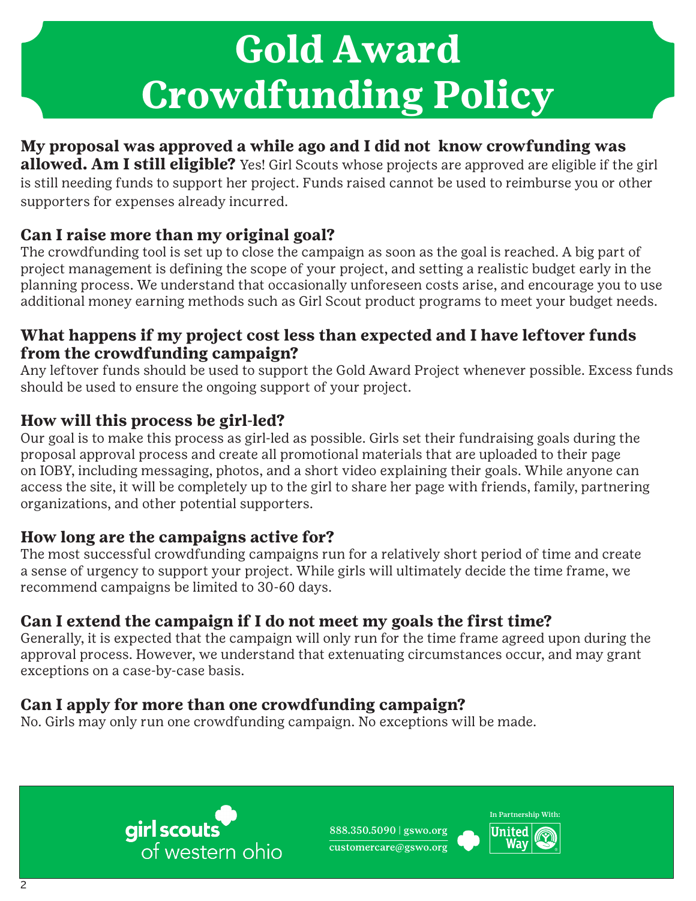# Gold Award Crowdfunding Policy

**My proposal was approved a while ago and I did not know crowfunding was allowed. Am I still eligible?** Yes! Girl Scouts whose projects are approved are eligible if the girl is still needing funds to support her project. Funds raised cannot be used to reimburse you or other supporters for expenses already incurred.

### Can I raise more than my original goal?

The crowdfunding tool is set up to close the campaign as soon as the goal is reached. A big part of project management is defining the scope of your project, and setting a realistic budget early in the planning process. We understand that occasionally unforeseen costs arise, and encourage you to use additional money earning methods such as Girl Scout product programs to meet your budget needs.

### What happens if my project cost less than expected and I have leftover funds from the crowdfunding campaign?

Any leftover funds should be used to support the Gold Award Project whenever possible. Excess funds should be used to ensure the ongoing support of your project.

### How will this process be girl-led?

Our goal is to make this process as girl-led as possible. Girls set their fundraising goals during the proposal approval process and create all promotional materials that are uploaded to their page on IOBY, including messaging, photos, and a short video explaining their goals. While anyone can access the site, it will be completely up to the girl to share her page with friends, family, partnering organizations, and other potential supporters.

### How long are the campaigns active for?

The most successful crowdfunding campaigns run for a relatively short period of time and create a sense of urgency to support your project. While girls will ultimately decide the time frame, we recommend campaigns be limited to 30-60 days.

### Can I extend the campaign if I do not meet my goals the first time?

Generally, it is expected that the campaign will only run for the time frame agreed upon during the approval process. However, we understand that extenuating circumstances occur, and may grant exceptions on a case-by-case basis.

### Can I apply for more than one crowdfunding campaign?

No. Girls may only run one crowdfunding campaign. No exceptions will be made.

girl scouts of western ohio

888.350.5090 | gswo.org
customercare@gswo.org

In Partnership With: United Way